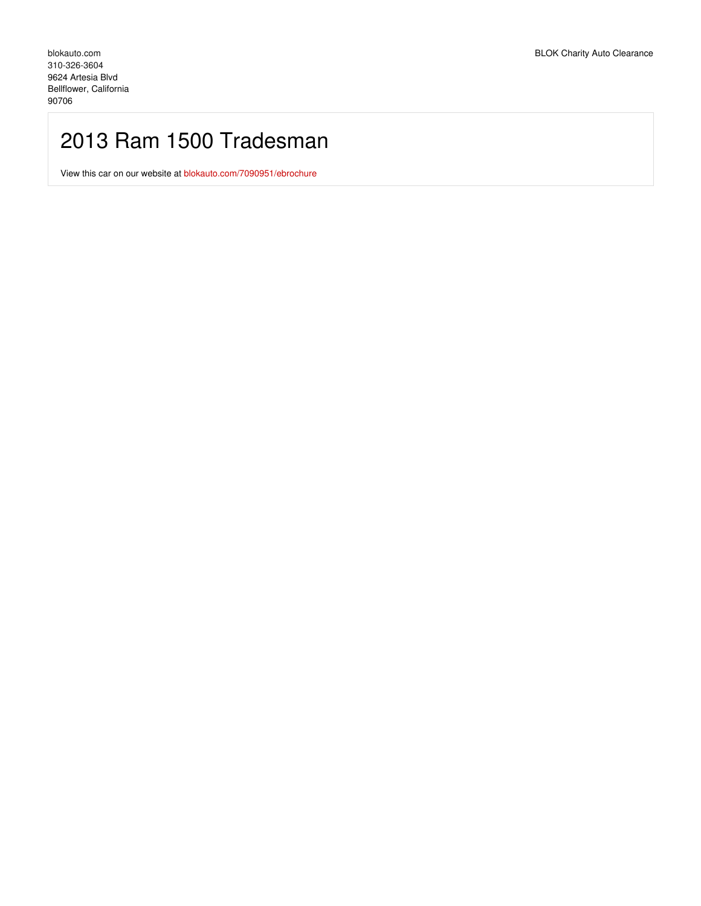blokauto.com
310-326-3604
9624 Artesia Blvd
Bellflower, California
90706

BLOK Charity Auto Clearance

# 2013 Ram 1500 Tradesman

View this car on our website at [blokauto.com/7090951/ebrochure](blokauto.com/7090951/ebrochure)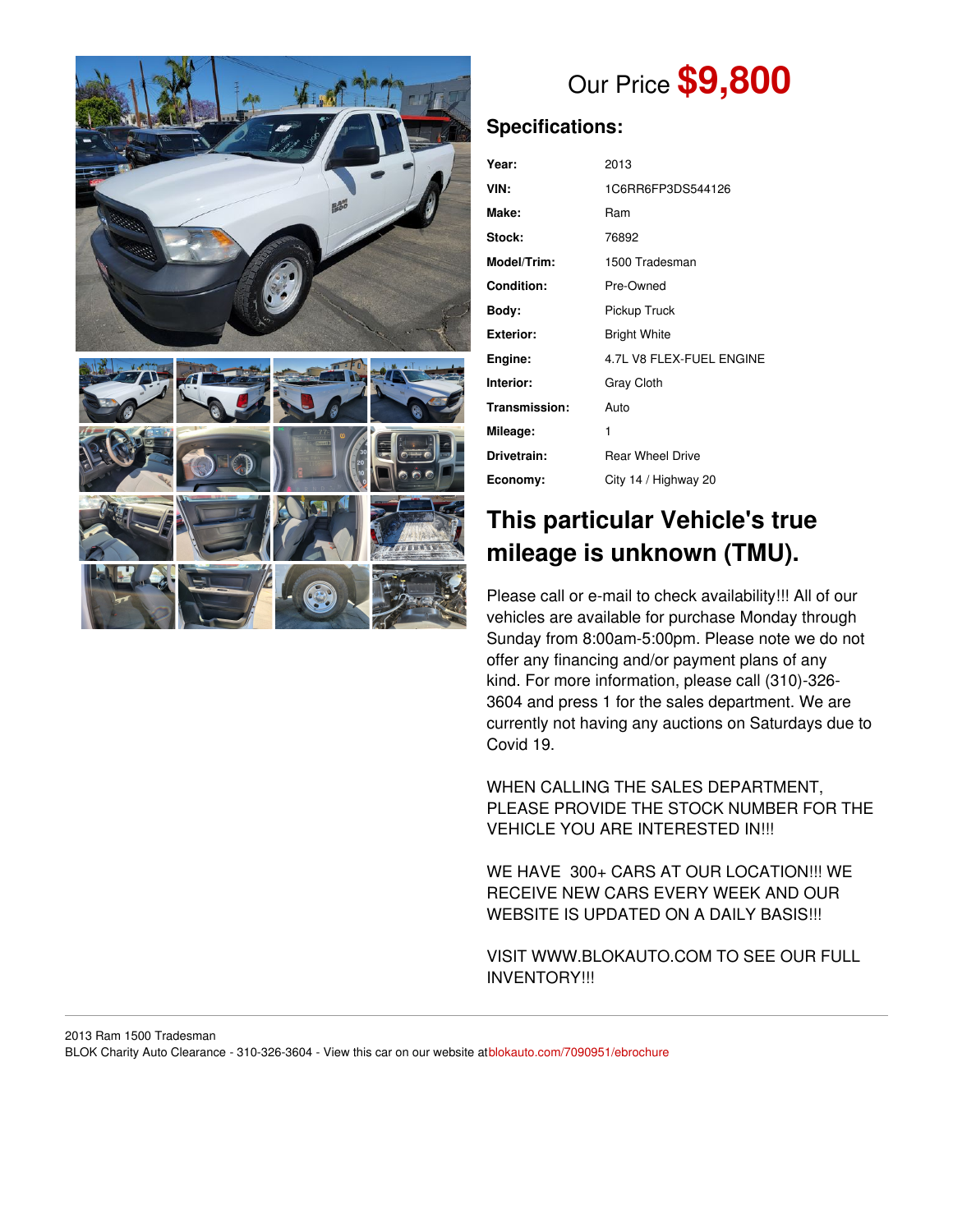Our Price **$9,800**

## Specifications:

| | |
|---|---|
| **Year:** | 2013 |
| **VIN:** | 1C6RR6FP3DS544126 |
| **Make:** | Ram |
| **Stock:** | 76892 |
| **Model/Trim:** | 1500 Tradesman |
| **Condition:** | Pre-Owned |
| **Body:** | Pickup Truck |
| **Exterior:** | Bright White |
| **Engine:** | 4.7L V8 FLEX-FUEL ENGINE |
| **Interior:** | Gray Cloth |
| **Transmission:** | Auto |
| **Mileage:** | 1 |
| **Drivetrain:** | Rear Wheel Drive |
| **Economy:** | City 14 / Highway 20 |

## This particular Vehicle's true mileage is unknown (TMU).

Please call or e-mail to check availability!!! All of our vehicles are available for purchase Monday through Sunday from 8:00am-5:00pm. Please note we do not offer any financing and/or payment plans of any kind. For more information, please call (310)-326-3604 and press 1 for the sales department. We are currently not having any auctions on Saturdays due to Covid 19.

WHEN CALLING THE SALES DEPARTMENT, PLEASE PROVIDE THE STOCK NUMBER FOR THE VEHICLE YOU ARE INTERESTED IN!!!

WE HAVE 300+ CARS AT OUR LOCATION!!! WE RECEIVE NEW CARS EVERY WEEK AND OUR WEBSITE IS UPDATED ON A DAILY BASIS!!!

VISIT WWW.BLOKAUTO.COM TO SEE OUR FULL INVENTORY!!!

2013 Ram 1500 Tradesman
BLOK Charity Auto Clearance - 310-326-3604 - View this car on our website at blokauto.com/7090951/ebrochure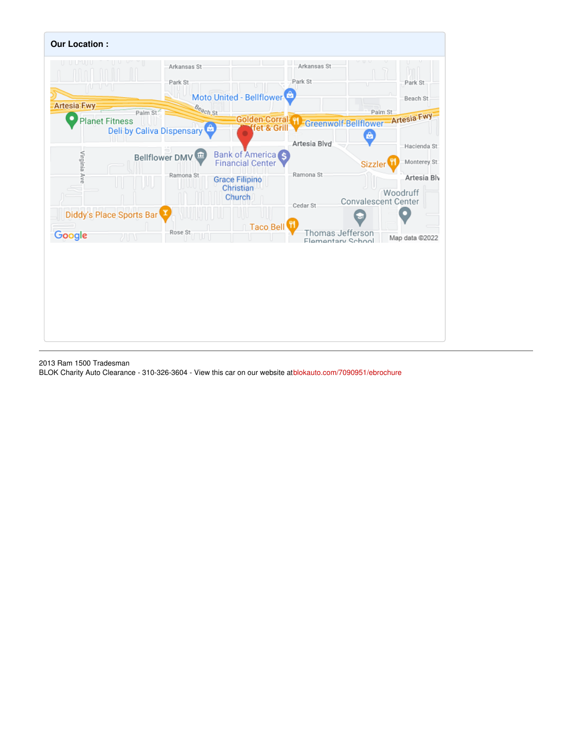**Our Location :**

2013 Ram 1500 Tradesman
BLOK Charity Auto Clearance - 310-326-3604 - View this car on our website at blokauto.com/7090951/ebrochure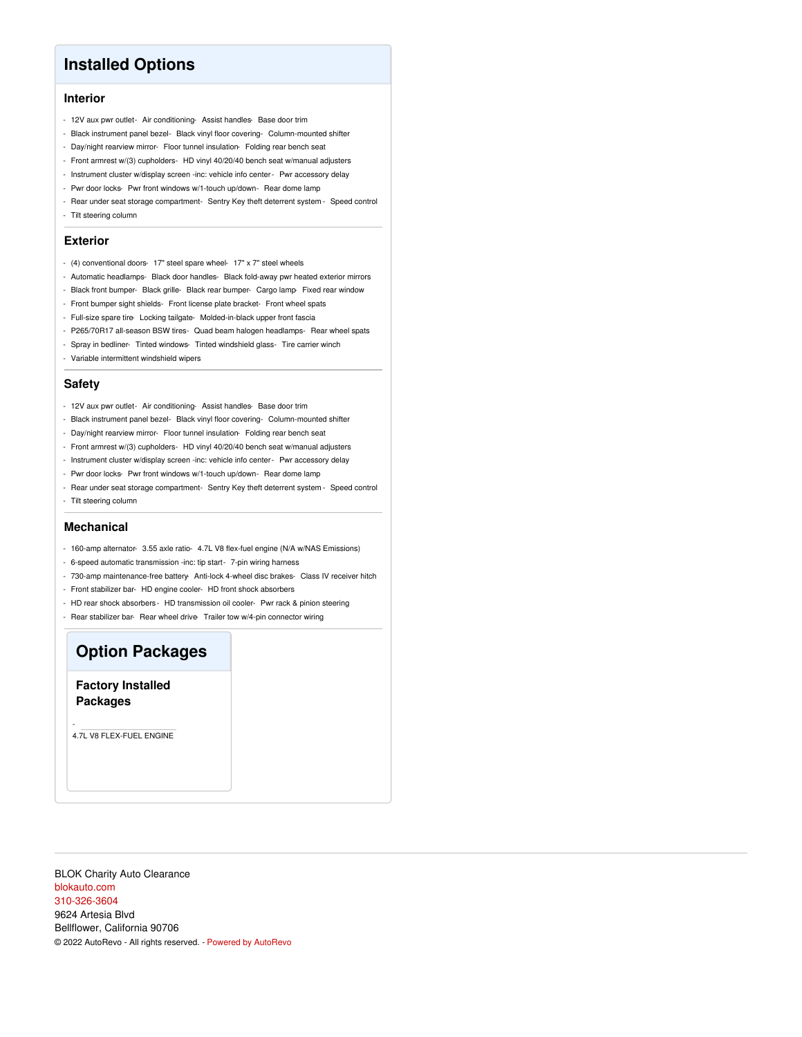# Installed Options

## Interior

- 12V aux pwr outlet
- Air conditioning
- Assist handles
- Base door trim
- Black instrument panel bezel
- Black vinyl floor covering
- Column-mounted shifter
- Day/night rearview mirror
- Floor tunnel insulation
- Folding rear bench seat
- Front armrest w/(3) cupholders
- HD vinyl 40/20/40 bench seat w/manual adjusters
- Instrument cluster w/display screen -inc: vehicle info center
- Pwr accessory delay
- Pwr door locks
- Pwr front windows w/1-touch up/down
- Rear dome lamp
- Rear under seat storage compartment
- Sentry Key theft deterrent system
- Speed control
- Tilt steering column

## Exterior

- (4) conventional doors
- 17" steel spare wheel
- 17" x 7" steel wheels
- Automatic headlamps
- Black door handles
- Black fold-away pwr heated exterior mirrors
- Black front bumper
- Black grille
- Black rear bumper
- Cargo lamp
- Fixed rear window
- Front bumper sight shields
- Front license plate bracket
- Front wheel spats
- Full-size spare tire
- Locking tailgate
- Molded-in-black upper front fascia
- P265/70R17 all-season BSW tires
- Quad beam halogen headlamps
- Rear wheel spats
- Spray in bedliner
- Tinted windows
- Tinted windshield glass
- Tire carrier winch
- Variable intermittent windshield wipers

## Safety

- 12V aux pwr outlet
- Air conditioning
- Assist handles
- Base door trim
- Black instrument panel bezel
- Black vinyl floor covering
- Column-mounted shifter
- Day/night rearview mirror
- Floor tunnel insulation
- Folding rear bench seat
- Front armrest w/(3) cupholders
- HD vinyl 40/20/40 bench seat w/manual adjusters
- Instrument cluster w/display screen -inc: vehicle info center
- Pwr accessory delay
- Pwr door locks
- Pwr front windows w/1-touch up/down
- Rear dome lamp
- Rear under seat storage compartment
- Sentry Key theft deterrent system
- Speed control
- Tilt steering column

## Mechanical

- 160-amp alternator
- 3.55 axle ratio
- 4.7L V8 flex-fuel engine (N/A w/NAS Emissions)
- 6-speed automatic transmission -inc: tip start
- 7-pin wiring harness
- 730-amp maintenance-free battery
- Anti-lock 4-wheel disc brakes
- Class IV receiver hitch
- Front stabilizer bar
- HD engine cooler
- HD front shock absorbers
- HD rear shock absorbers
- HD transmission oil cooler
- Pwr rack & pinion steering
- Rear stabilizer bar
- Rear wheel drive
- Trailer tow w/4-pin connector wiring

# Option Packages

## Factory Installed Packages

- 4.7L V8 FLEX-FUEL ENGINE

BLOK Charity Auto Clearance
blokauto.com
310-326-3604
9624 Artesia Blvd
Bellflower, California 90706
© 2022 AutoRevo - All rights reserved. - Powered by AutoRevo